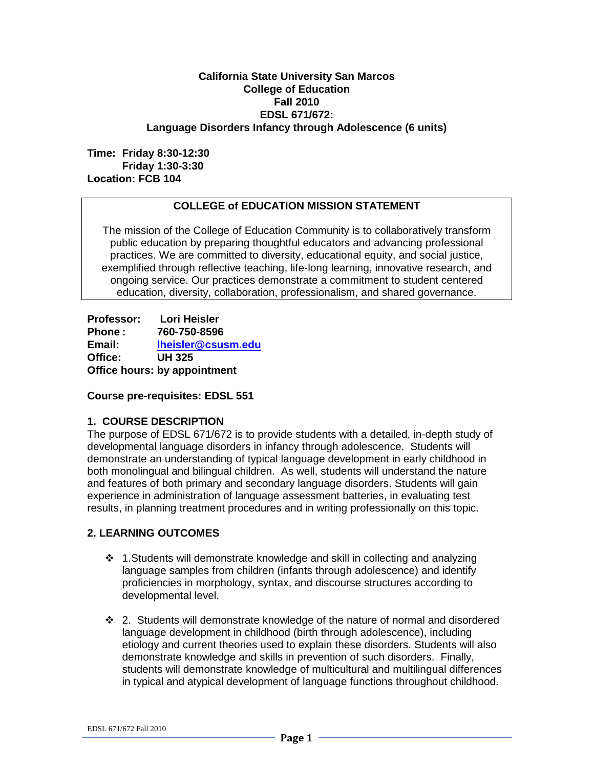**California State University San Marcos**
**College of Education**
**Fall 2010**
**EDSL 671/672:**
**Language Disorders Infancy through Adolescence (6 units)**

**Time: Friday 8:30-12:30**
**Friday 1:30-3:30**
**Location: FCB 104**

| COLLEGE of EDUCATION MISSION STATEMENT |
|---|
| The mission of the College of Education Community is to collaboratively transform public education by preparing thoughtful educators and advancing professional practices. We are committed to diversity, educational equity, and social justice, exemplified through reflective teaching, life-long learning, innovative research, and ongoing service. Our practices demonstrate a commitment to student centered education, diversity, collaboration, professionalism, and shared governance. |

**Professor:** Lori Heisler
**Phone :** 760-750-8596
**Email:** [lheisler@csusm.edu](mailto:lheisler@csusm.edu)
**Office:** UH 325
**Office hours: by appointment**

**Course pre-requisites: EDSL 551**

## 1. COURSE DESCRIPTION

The purpose of EDSL 671/672 is to provide students with a detailed, in-depth study of developmental language disorders in infancy through adolescence. Students will demonstrate an understanding of typical language development in early childhood in both monolingual and bilingual children. As well, students will understand the nature and features of both primary and secondary language disorders. Students will gain experience in administration of language assessment batteries, in evaluating test results, in planning treatment procedures and in writing professionally on this topic.

## 2. LEARNING OUTCOMES

- 1.Students will demonstrate knowledge and skill in collecting and analyzing language samples from children (infants through adolescence) and identify proficiencies in morphology, syntax, and discourse structures according to developmental level.
- 2. Students will demonstrate knowledge of the nature of normal and disordered language development in childhood (birth through adolescence), including etiology and current theories used to explain these disorders. Students will also demonstrate knowledge and skills in prevention of such disorders. Finally, students will demonstrate knowledge of multicultural and multilingual differences in typical and atypical development of language functions throughout childhood.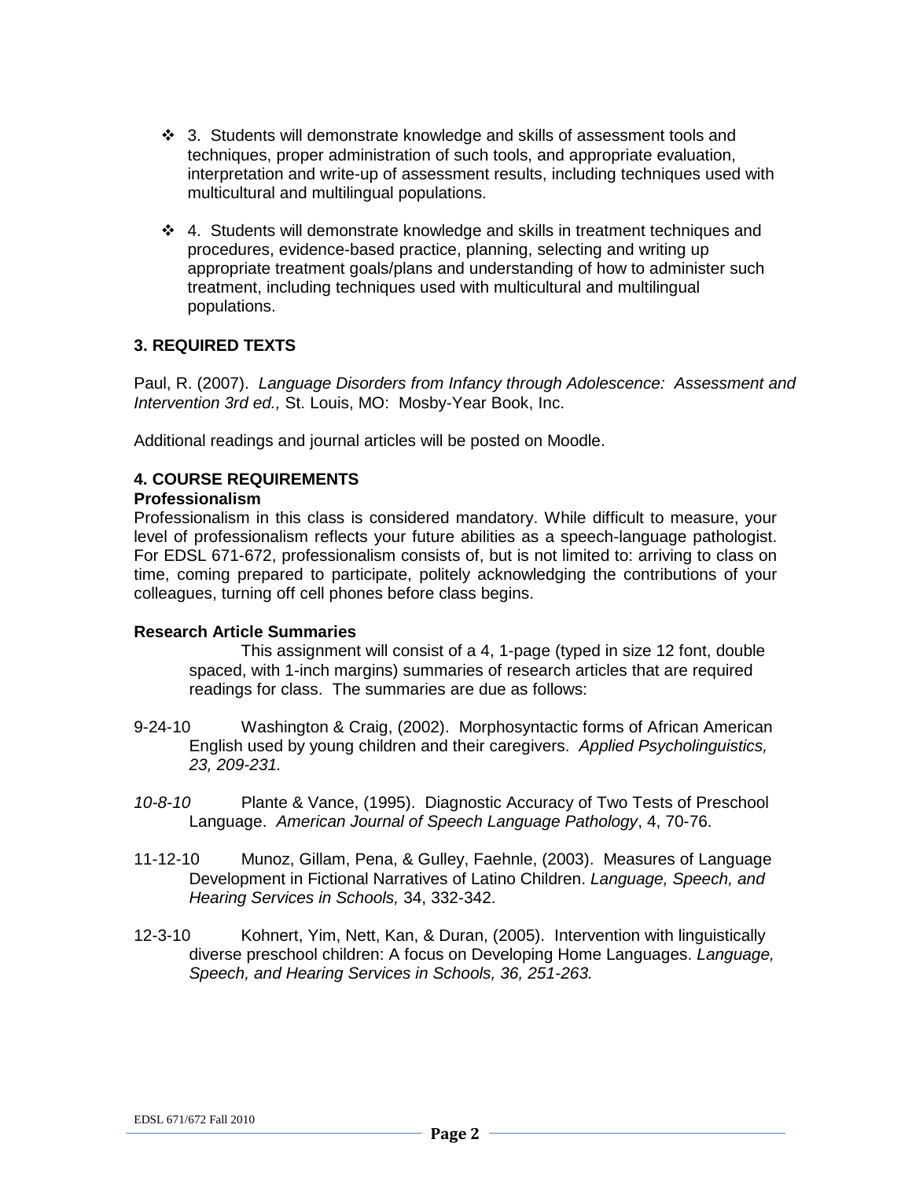- 3. Students will demonstrate knowledge and skills of assessment tools and techniques, proper administration of such tools, and appropriate evaluation, interpretation and write-up of assessment results, including techniques used with multicultural and multilingual populations.

- 4. Students will demonstrate knowledge and skills in treatment techniques and procedures, evidence-based practice, planning, selecting and writing up appropriate treatment goals/plans and understanding of how to administer such treatment, including techniques used with multicultural and multilingual populations.

## 3. REQUIRED TEXTS

Paul, R. (2007). *Language Disorders from Infancy through Adolescence: Assessment and Intervention 3rd ed.,* St. Louis, MO: Mosby-Year Book, Inc.

Additional readings and journal articles will be posted on Moodle.

## 4. COURSE REQUIREMENTS

**Professionalism**

Professionalism in this class is considered mandatory. While difficult to measure, your level of professionalism reflects your future abilities as a speech-language pathologist. For EDSL 671-672, professionalism consists of, but is not limited to: arriving to class on time, coming prepared to participate, politely acknowledging the contributions of your colleagues, turning off cell phones before class begins.

**Research Article Summaries**

This assignment will consist of a 4, 1-page (typed in size 12 font, double spaced, with 1-inch margins) summaries of research articles that are required readings for class. The summaries are due as follows:

9-24-10 Washington & Craig, (2002). Morphosyntactic forms of African American English used by young children and their caregivers. *Applied Psycholinguistics, 23, 209-231.*

*10-8-10* Plante & Vance, (1995). Diagnostic Accuracy of Two Tests of Preschool Language. *American Journal of Speech Language Pathology*, 4, 70-76.

11-12-10 Munoz, Gillam, Pena, & Gulley, Faehnle, (2003). Measures of Language Development in Fictional Narratives of Latino Children. *Language, Speech, and Hearing Services in Schools,* 34, 332-342.

12-3-10 Kohnert, Yim, Nett, Kan, & Duran, (2005). Intervention with linguistically diverse preschool children: A focus on Developing Home Languages. *Language, Speech, and Hearing Services in Schools, 36, 251-263.*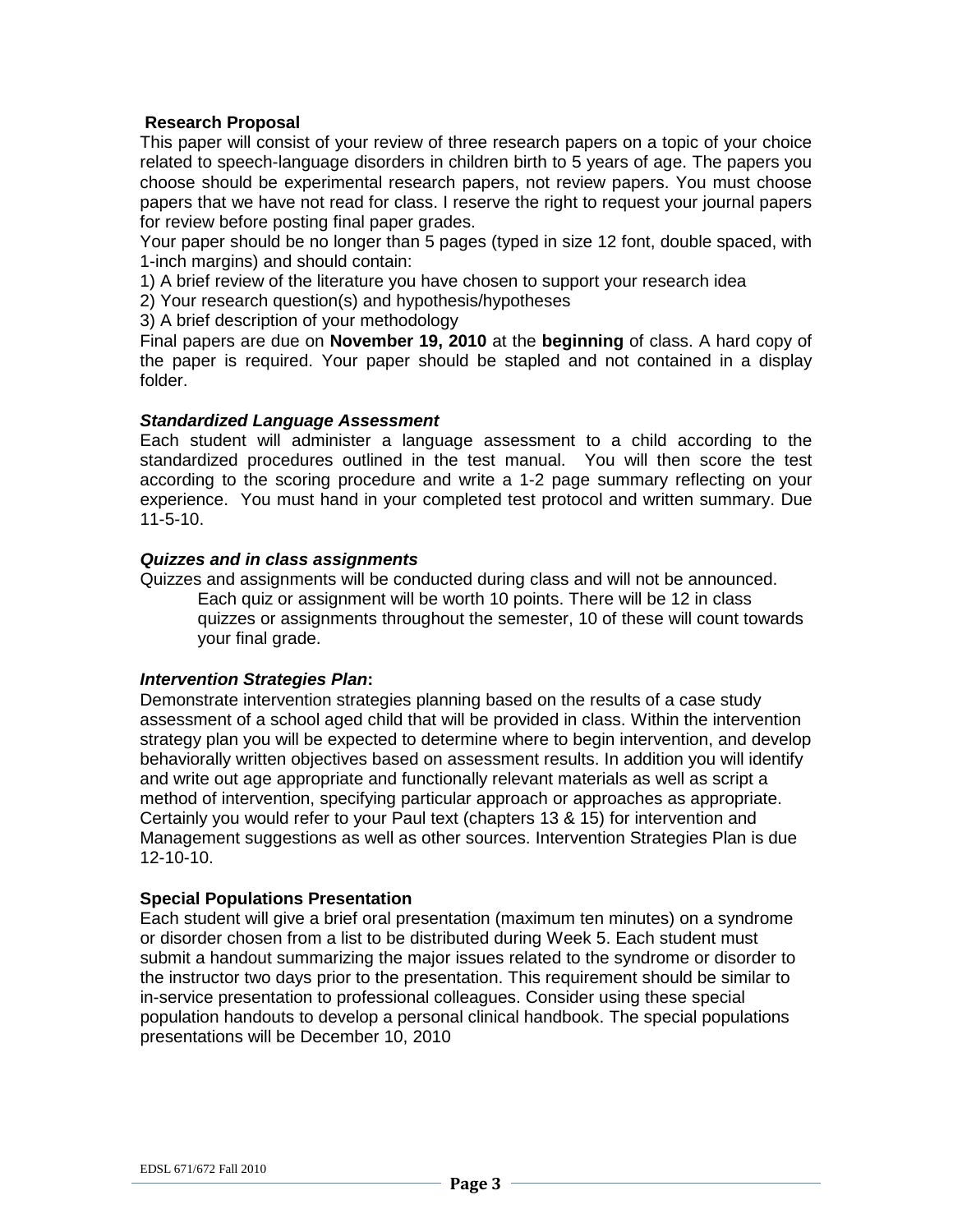**Research Proposal**

This paper will consist of your review of three research papers on a topic of your choice related to speech-language disorders in children birth to 5 years of age. The papers you choose should be experimental research papers, not review papers. You must choose papers that we have not read for class. I reserve the right to request your journal papers for review before posting final paper grades.

Your paper should be no longer than 5 pages (typed in size 12 font, double spaced, with 1-inch margins) and should contain:

1) A brief review of the literature you have chosen to support your research idea
2) Your research question(s) and hypothesis/hypotheses
3) A brief description of your methodology

Final papers are due on **November 19, 2010** at the **beginning** of class. A hard copy of the paper is required. Your paper should be stapled and not contained in a display folder.

***Standardized Language Assessment***

Each student will administer a language assessment to a child according to the standardized procedures outlined in the test manual. You will then score the test according to the scoring procedure and write a 1-2 page summary reflecting on your experience. You must hand in your completed test protocol and written summary. Due 11-5-10.

***Quizzes and in class assignments***

Quizzes and assignments will be conducted during class and will not be announced. Each quiz or assignment will be worth 10 points. There will be 12 in class quizzes or assignments throughout the semester, 10 of these will count towards your final grade.

***Intervention Strategies Plan*:**

Demonstrate intervention strategies planning based on the results of a case study assessment of a school aged child that will be provided in class. Within the intervention strategy plan you will be expected to determine where to begin intervention, and develop behaviorally written objectives based on assessment results. In addition you will identify and write out age appropriate and functionally relevant materials as well as script a method of intervention, specifying particular approach or approaches as appropriate. Certainly you would refer to your Paul text (chapters 13 & 15) for intervention and Management suggestions as well as other sources. Intervention Strategies Plan is due 12-10-10.

**Special Populations Presentation**

Each student will give a brief oral presentation (maximum ten minutes) on a syndrome or disorder chosen from a list to be distributed during Week 5. Each student must submit a handout summarizing the major issues related to the syndrome or disorder to the instructor two days prior to the presentation. This requirement should be similar to in-service presentation to professional colleagues. Consider using these special population handouts to develop a personal clinical handbook. The special populations presentations will be December 10, 2010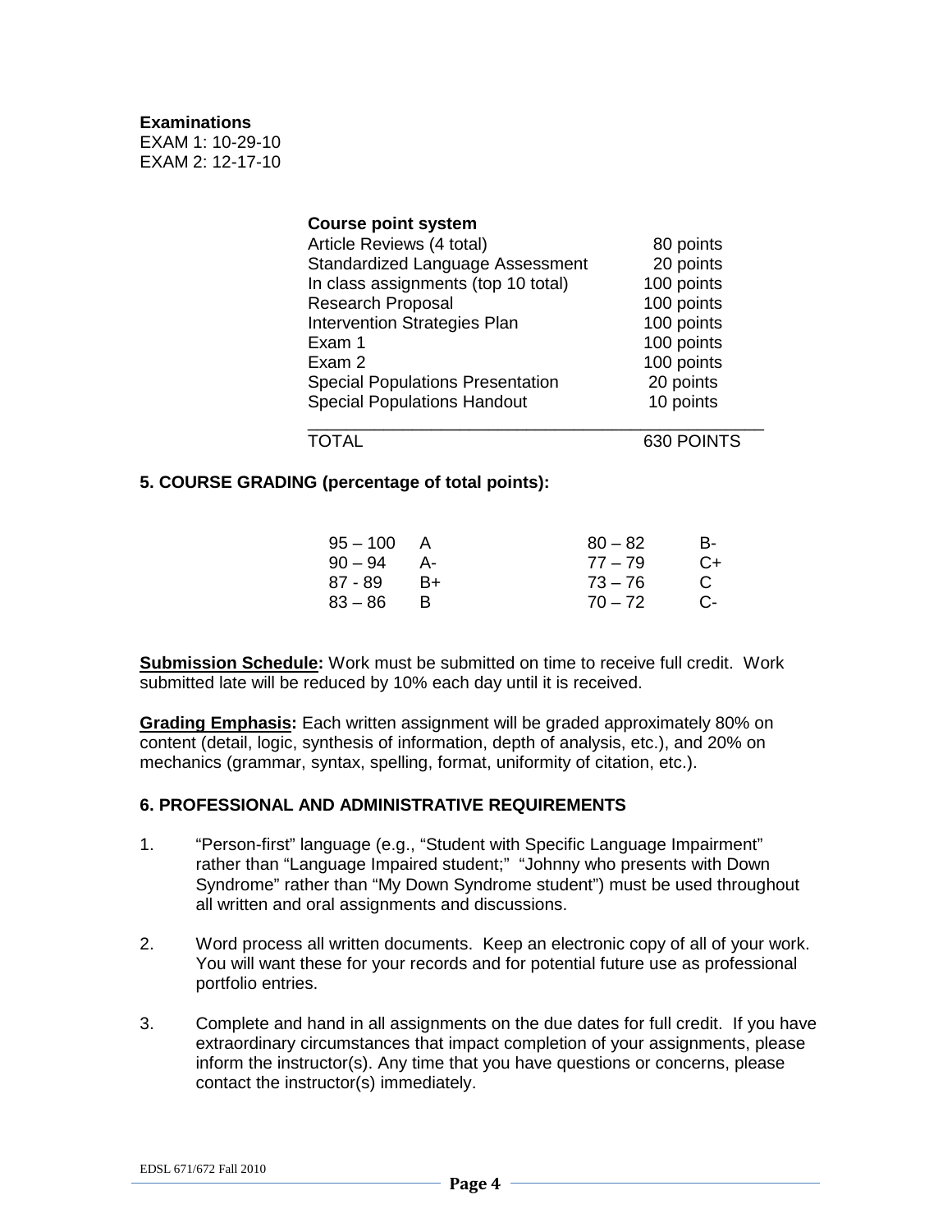**Examinations**
EXAM 1: 10-29-10
EXAM 2: 12-17-10

**Course point system**

| Assignment | Points |
|---|---|
| Article Reviews (4 total) | 80 points |
| Standardized Language Assessment | 20 points |
| In class assignments (top 10 total) | 100 points |
| Research Proposal | 100 points |
| Intervention Strategies Plan | 100 points |
| Exam 1 | 100 points |
| Exam 2 | 100 points |
| Special Populations Presentation | 20 points |
| Special Populations Handout | 10 points |
| TOTAL | 630 POINTS |

### 5. COURSE GRADING (percentage of total points):

| | | | |
|---|---|---|---|
| 95 – 100 | A | 80 – 82 | B- |
| 90 – 94 | A- | 77 – 79 | C+ |
| 87 - 89 | B+ | 73 – 76 | C |
| 83 – 86 | B | 70 – 72 | C- |

**Submission Schedule:** Work must be submitted on time to receive full credit. Work submitted late will be reduced by 10% each day until it is received.

**Grading Emphasis:** Each written assignment will be graded approximately 80% on content (detail, logic, synthesis of information, depth of analysis, etc.), and 20% on mechanics (grammar, syntax, spelling, format, uniformity of citation, etc.).

### 6. PROFESSIONAL AND ADMINISTRATIVE REQUIREMENTS

1. "Person-first" language (e.g., "Student with Specific Language Impairment" rather than "Language Impaired student;" "Johnny who presents with Down Syndrome" rather than "My Down Syndrome student") must be used throughout all written and oral assignments and discussions.

2. Word process all written documents. Keep an electronic copy of all of your work. You will want these for your records and for potential future use as professional portfolio entries.

3. Complete and hand in all assignments on the due dates for full credit. If you have extraordinary circumstances that impact completion of your assignments, please inform the instructor(s). Any time that you have questions or concerns, please contact the instructor(s) immediately.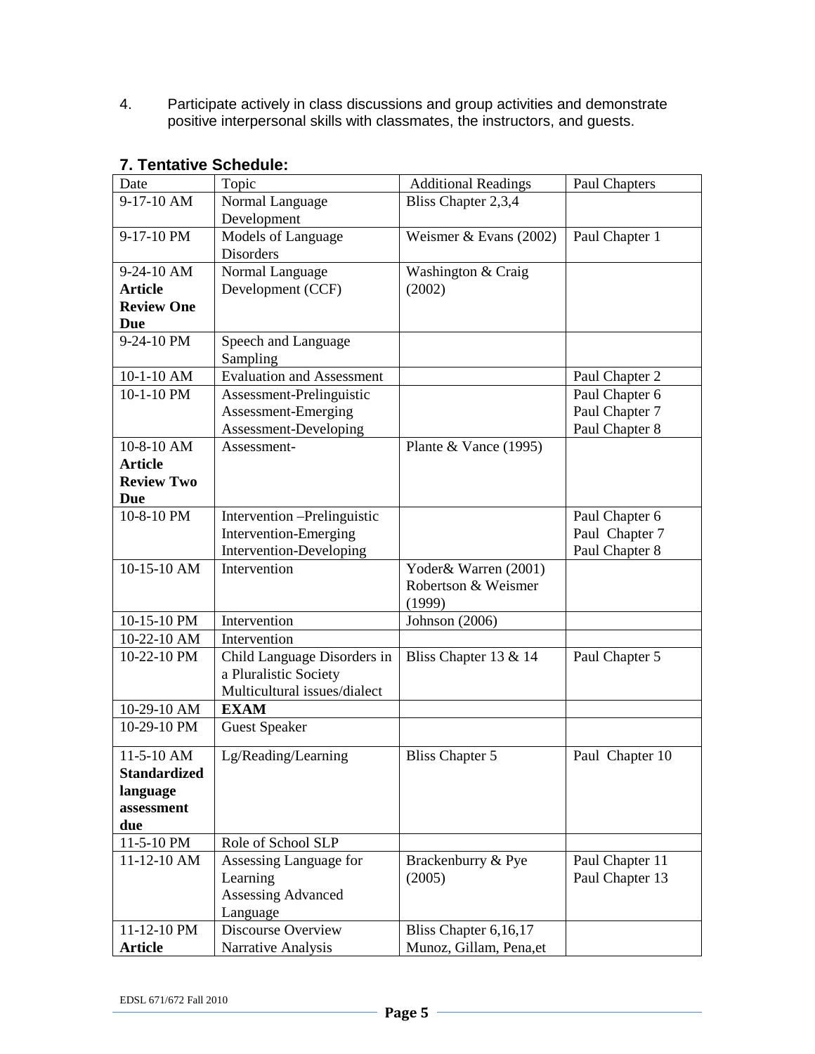4. Participate actively in class discussions and group activities and demonstrate positive interpersonal skills with classmates, the instructors, and guests.

### 7. Tentative Schedule:

| Date | Topic | Additional Readings | Paul Chapters |
|---|---|---|---|
| 9-17-10 AM | Normal Language Development | Bliss Chapter 2,3,4 | |
| 9-17-10 PM | Models of Language Disorders | Weismer & Evans (2002) | Paul Chapter 1 |
| 9-24-10 AM **Article Review One Due** | Normal Language Development (CCF) | Washington & Craig (2002) | |
| 9-24-10 PM | Speech and Language Sampling | | |
| 10-1-10 AM | Evaluation and Assessment | | Paul Chapter 2 |
| 10-1-10 PM | Assessment-Prelinguistic Assessment-Emerging Assessment-Developing | | Paul Chapter 6 Paul Chapter 7 Paul Chapter 8 |
| 10-8-10 AM **Article Review Two Due** | Assessment- | Plante & Vance (1995) | |
| 10-8-10 PM | Intervention –Prelinguistic Intervention-Emerging Intervention-Developing | | Paul Chapter 6 Paul Chapter 7 Paul Chapter 8 |
| 10-15-10 AM | Intervention | Yoder& Warren (2001) Robertson & Weismer (1999) | |
| 10-15-10 PM | Intervention | Johnson (2006) | |
| 10-22-10 AM | Intervention | | |
| 10-22-10 PM | Child Language Disorders in a Pluralistic Society Multicultural issues/dialect | Bliss Chapter 13 & 14 | Paul Chapter 5 |
| 10-29-10 AM | **EXAM** | | |
| 10-29-10 PM | Guest Speaker | | |
| 11-5-10 AM **Standardized language assessment due** | Lg/Reading/Learning | Bliss Chapter 5 | Paul Chapter 10 |
| 11-5-10 PM | Role of School SLP | | |
| 11-12-10 AM | Assessing Language for Learning Assessing Advanced Language | Brackenburry & Pye (2005) | Paul Chapter 11 Paul Chapter 13 |
| 11-12-10 PM **Article** | Discourse Overview Narrative Analysis | Bliss Chapter 6,16,17 Munoz, Gillam, Pena,et | |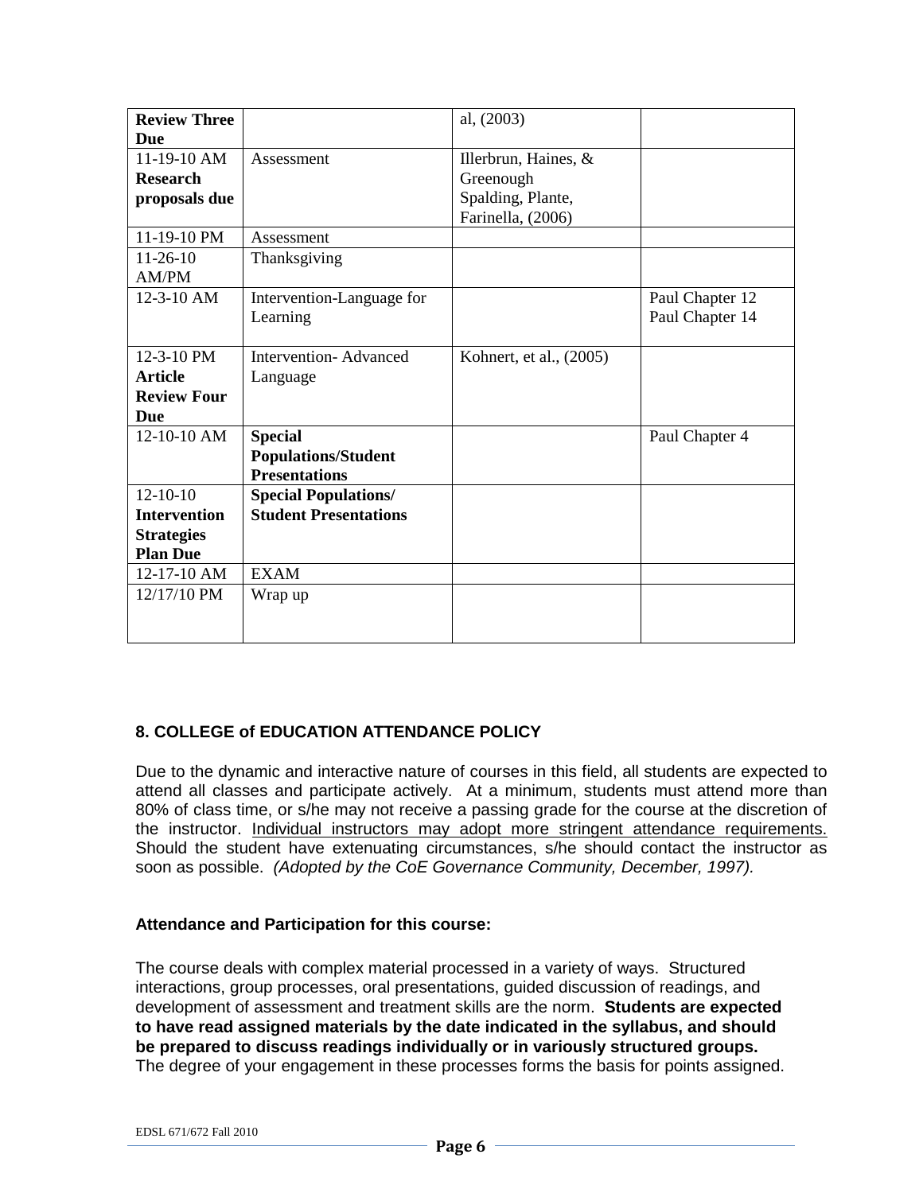| **Review Three Due** | | al, (2003) | |
|---|---|---|---|
| 11-19-10 AM **Research proposals due** | Assessment | Illerbrun, Haines, & Greenough Spalding, Plante, Farinella, (2006) | |
| 11-19-10 PM | Assessment | | |
| 11-26-10 AM/PM | Thanksgiving | | |
| 12-3-10 AM | Intervention-Language for Learning | | Paul Chapter 12 Paul Chapter 14 |
| 12-3-10 PM **Article Review Four Due** | Intervention- Advanced Language | Kohnert, et al., (2005) | |
| 12-10-10 AM | **Special Populations/Student Presentations** | | Paul Chapter 4 |
| 12-10-10 **Intervention Strategies Plan Due** | **Special Populations/ Student Presentations** | | |
| 12-17-10 AM | EXAM | | |
| 12/17/10 PM | Wrap up | | |

## 8. COLLEGE of EDUCATION ATTENDANCE POLICY

Due to the dynamic and interactive nature of courses in this field, all students are expected to attend all classes and participate actively. At a minimum, students must attend more than 80% of class time, or s/he may not receive a passing grade for the course at the discretion of the instructor. Individual instructors may adopt more stringent attendance requirements. Should the student have extenuating circumstances, s/he should contact the instructor as soon as possible. *(Adopted by the CoE Governance Community, December, 1997).*

### Attendance and Participation for this course:

The course deals with complex material processed in a variety of ways. Structured interactions, group processes, oral presentations, guided discussion of readings, and development of assessment and treatment skills are the norm. **Students are expected to have read assigned materials by the date indicated in the syllabus, and should be prepared to discuss readings individually or in variously structured groups.** The degree of your engagement in these processes forms the basis for points assigned.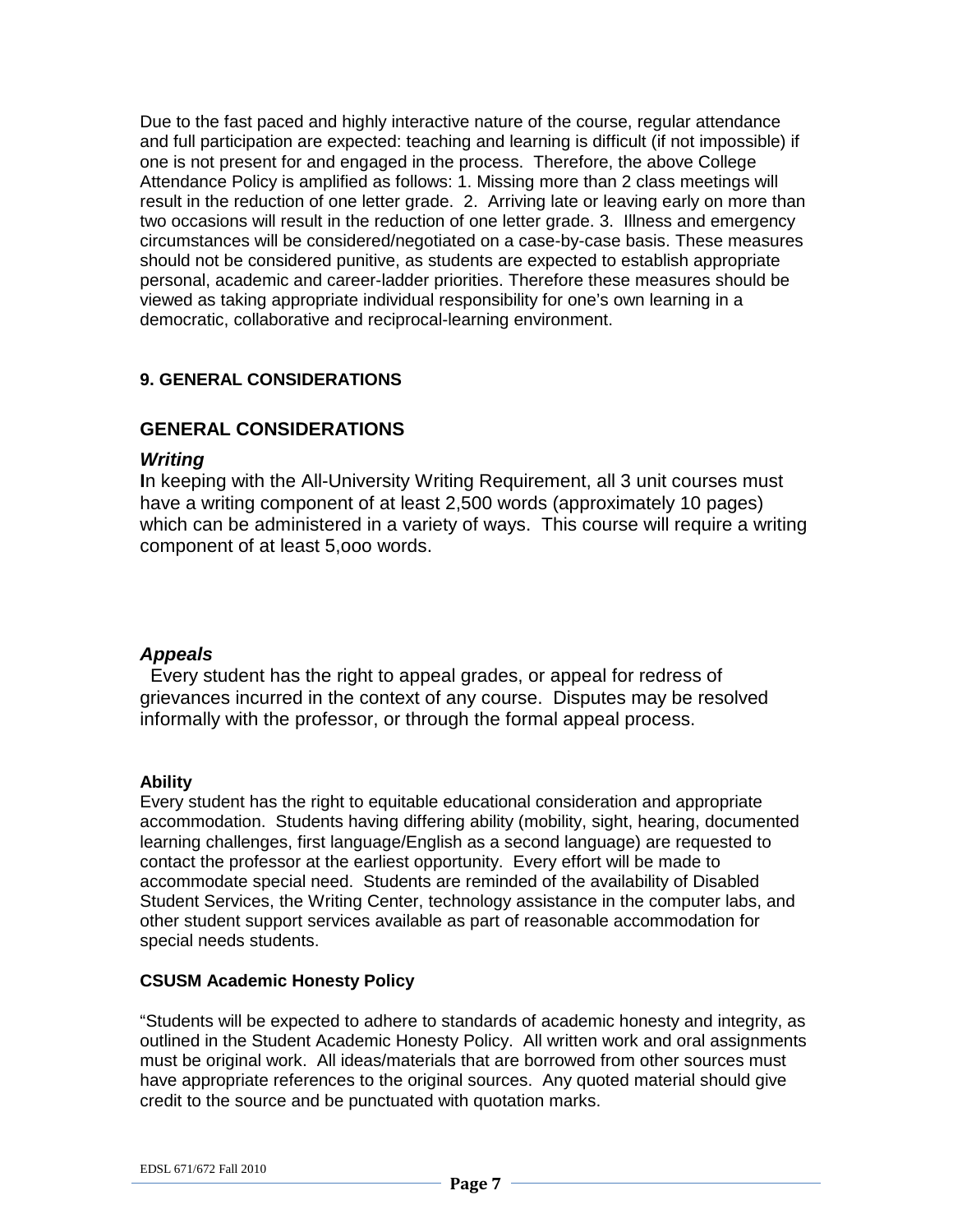Due to the fast paced and highly interactive nature of the course, regular attendance and full participation are expected: teaching and learning is difficult (if not impossible) if one is not present for and engaged in the process. Therefore, the above College Attendance Policy is amplified as follows: 1. Missing more than 2 class meetings will result in the reduction of one letter grade. 2. Arriving late or leaving early on more than two occasions will result in the reduction of one letter grade. 3. Illness and emergency circumstances will be considered/negotiated on a case-by-case basis. These measures should not be considered punitive, as students are expected to establish appropriate personal, academic and career-ladder priorities. Therefore these measures should be viewed as taking appropriate individual responsibility for one's own learning in a democratic, collaborative and reciprocal-learning environment.

**9. GENERAL CONSIDERATIONS**

## GENERAL CONSIDERATIONS

### *Writing*

**I**n keeping with the All-University Writing Requirement, all 3 unit courses must have a writing component of at least 2,500 words (approximately 10 pages) which can be administered in a variety of ways. This course will require a writing component of at least 5,ooo words.

### *Appeals*

Every student has the right to appeal grades, or appeal for redress of grievances incurred in the context of any course. Disputes may be resolved informally with the professor, or through the formal appeal process.

**Ability**

Every student has the right to equitable educational consideration and appropriate accommodation. Students having differing ability (mobility, sight, hearing, documented learning challenges, first language/English as a second language) are requested to contact the professor at the earliest opportunity. Every effort will be made to accommodate special need. Students are reminded of the availability of Disabled Student Services, the Writing Center, technology assistance in the computer labs, and other student support services available as part of reasonable accommodation for special needs students.

**CSUSM Academic Honesty Policy**

"Students will be expected to adhere to standards of academic honesty and integrity, as outlined in the Student Academic Honesty Policy. All written work and oral assignments must be original work. All ideas/materials that are borrowed from other sources must have appropriate references to the original sources. Any quoted material should give credit to the source and be punctuated with quotation marks.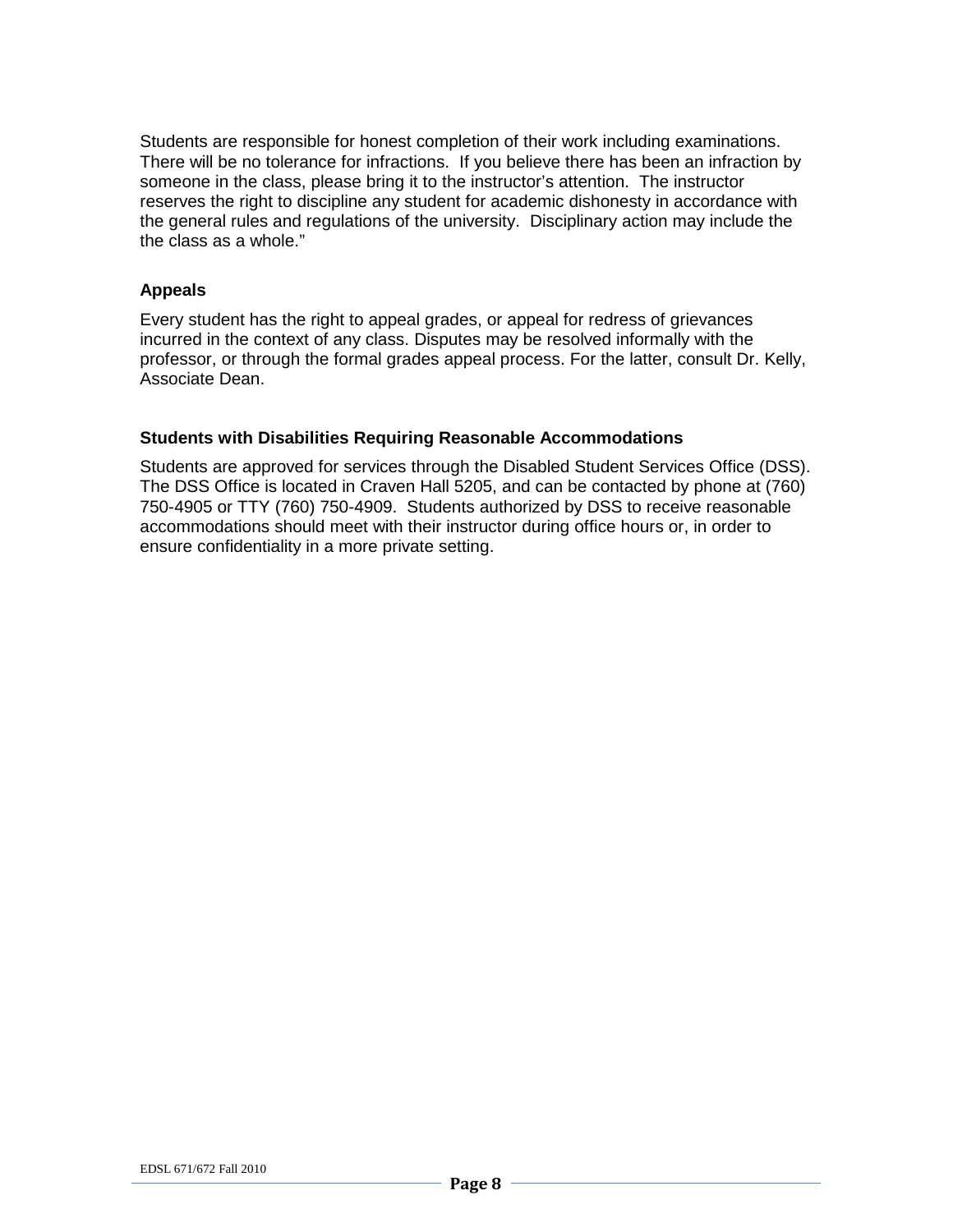Students are responsible for honest completion of their work including examinations. There will be no tolerance for infractions. If you believe there has been an infraction by someone in the class, please bring it to the instructor's attention. The instructor reserves the right to discipline any student for academic dishonesty in accordance with the general rules and regulations of the university. Disciplinary action may include the the class as a whole."

### Appeals

Every student has the right to appeal grades, or appeal for redress of grievances incurred in the context of any class. Disputes may be resolved informally with the professor, or through the formal grades appeal process. For the latter, consult Dr. Kelly, Associate Dean.

### Students with Disabilities Requiring Reasonable Accommodations

Students are approved for services through the Disabled Student Services Office (DSS). The DSS Office is located in Craven Hall 5205, and can be contacted by phone at (760) 750-4905 or TTY (760) 750-4909. Students authorized by DSS to receive reasonable accommodations should meet with their instructor during office hours or, in order to ensure confidentiality in a more private setting.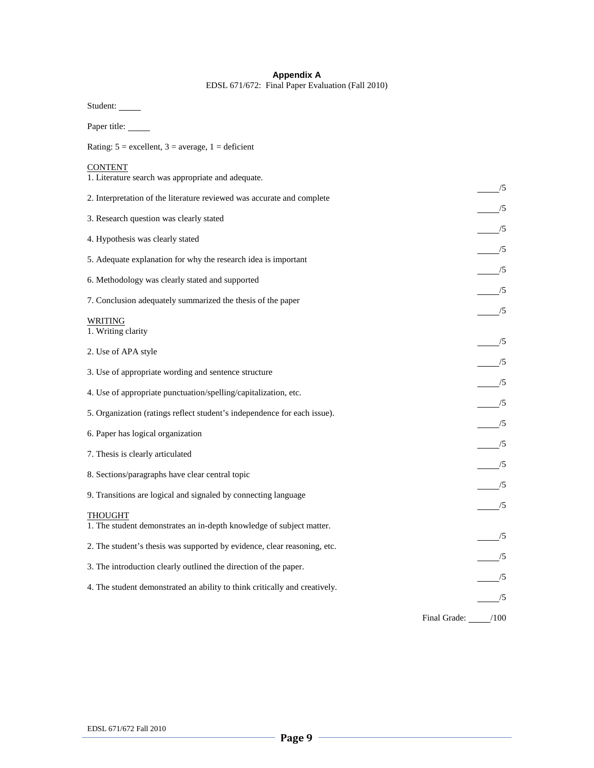**Appendix A**

EDSL 671/672: Final Paper Evaluation (Fall 2010)

Student: _____

Paper title: _____

Rating: 5 = excellent, 3 = average, 1 = deficient

<u>CONTENT</u>

1. Literature search was appropriate and adequate. _____/5
2. Interpretation of the literature reviewed was accurate and complete _____/5
3. Research question was clearly stated _____/5
4. Hypothesis was clearly stated _____/5
5. Adequate explanation for why the research idea is important _____/5
6. Methodology was clearly stated and supported _____/5
7. Conclusion adequately summarized the thesis of the paper _____/5

<u>WRITING</u>

1. Writing clarity _____/5
2. Use of APA style _____/5
3. Use of appropriate wording and sentence structure _____/5
4. Use of appropriate punctuation/spelling/capitalization, etc. _____/5
5. Organization (ratings reflect student's independence for each issue). _____/5
6. Paper has logical organization _____/5
7. Thesis is clearly articulated _____/5
8. Sections/paragraphs have clear central topic _____/5
9. Transitions are logical and signaled by connecting language _____/5

<u>THOUGHT</u>

1. The student demonstrates an in-depth knowledge of subject matter. _____/5
2. The student's thesis was supported by evidence, clear reasoning, etc. _____/5
3. The introduction clearly outlined the direction of the paper. _____/5
4. The student demonstrated an ability to think critically and creatively. _____/5

Final Grade: _____/100